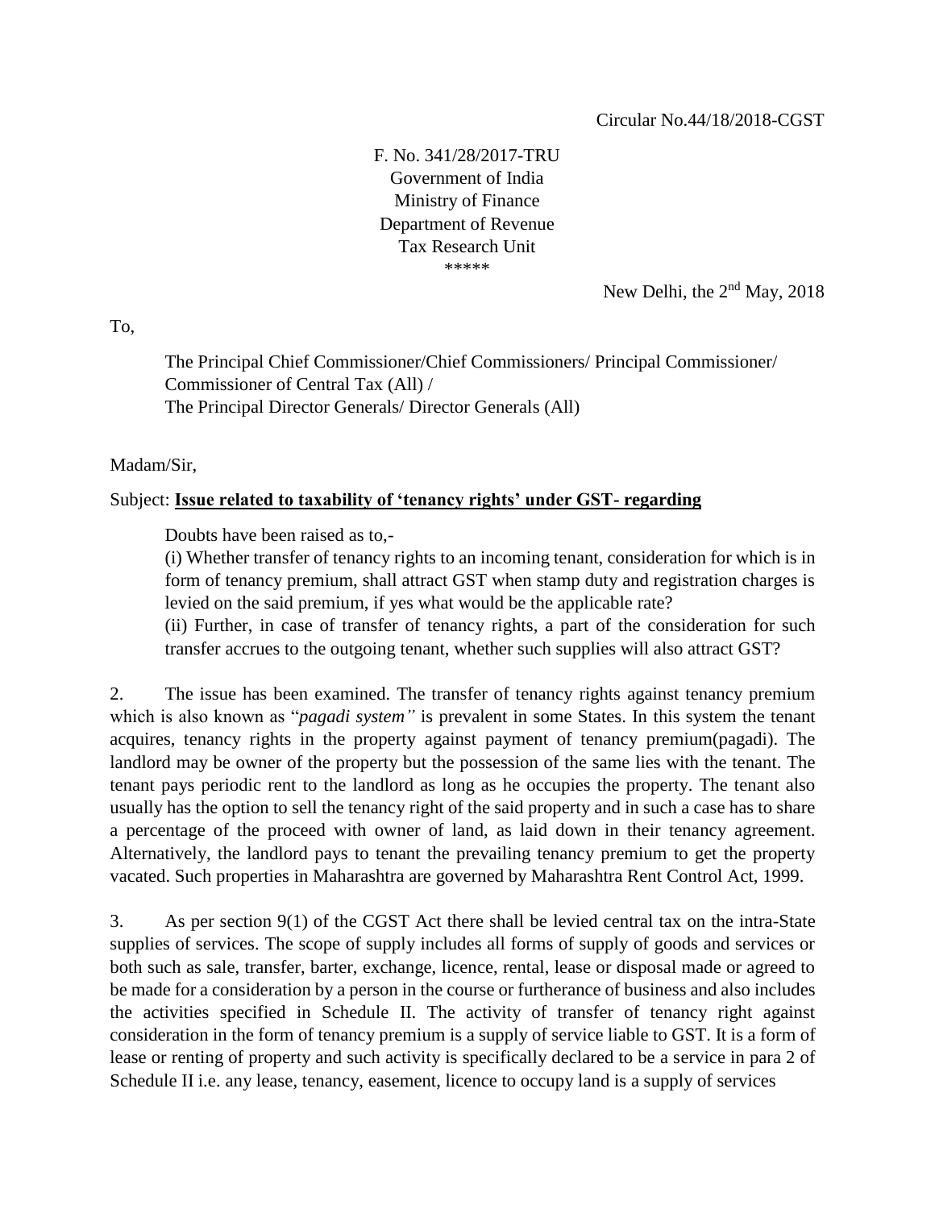Circular No.44/18/2018-CGST

F. No. 341/28/2017-TRU
Government of India
Ministry of Finance
Department of Revenue
Tax Research Unit
\*\*\*\*\*

New Delhi, the 2nd May, 2018

To,

The Principal Chief Commissioner/Chief Commissioners/ Principal Commissioner/ Commissioner of Central Tax (All) /
The Principal Director Generals/ Director Generals (All)

Madam/Sir,

Subject: **Issue related to taxability of 'tenancy rights' under GST- regarding**

Doubts have been raised as to,-

(i) Whether transfer of tenancy rights to an incoming tenant, consideration for which is in form of tenancy premium, shall attract GST when stamp duty and registration charges is levied on the said premium, if yes what would be the applicable rate?

(ii) Further, in case of transfer of tenancy rights, a part of the consideration for such transfer accrues to the outgoing tenant, whether such supplies will also attract GST?

2. The issue has been examined. The transfer of tenancy rights against tenancy premium which is also known as "*pagadi system"* is prevalent in some States. In this system the tenant acquires, tenancy rights in the property against payment of tenancy premium(pagadi). The landlord may be owner of the property but the possession of the same lies with the tenant. The tenant pays periodic rent to the landlord as long as he occupies the property. The tenant also usually has the option to sell the tenancy right of the said property and in such a case has to share a percentage of the proceed with owner of land, as laid down in their tenancy agreement. Alternatively, the landlord pays to tenant the prevailing tenancy premium to get the property vacated. Such properties in Maharashtra are governed by Maharashtra Rent Control Act, 1999.

3. As per section 9(1) of the CGST Act there shall be levied central tax on the intra-State supplies of services. The scope of supply includes all forms of supply of goods and services or both such as sale, transfer, barter, exchange, licence, rental, lease or disposal made or agreed to be made for a consideration by a person in the course or furtherance of business and also includes the activities specified in Schedule II. The activity of transfer of tenancy right against consideration in the form of tenancy premium is a supply of service liable to GST. It is a form of lease or renting of property and such activity is specifically declared to be a service in para 2 of Schedule II i.e. any lease, tenancy, easement, licence to occupy land is a supply of services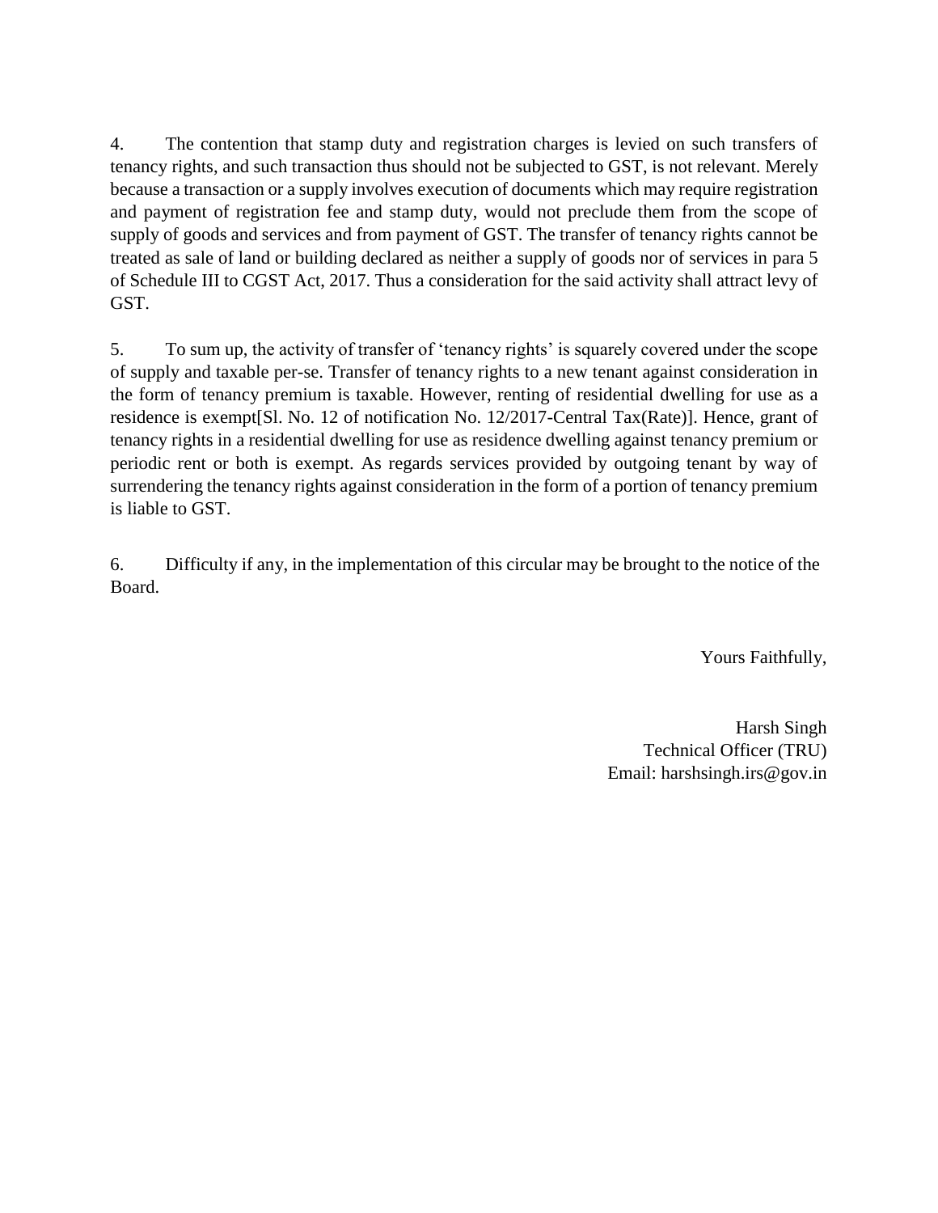4. The contention that stamp duty and registration charges is levied on such transfers of tenancy rights, and such transaction thus should not be subjected to GST, is not relevant. Merely because a transaction or a supply involves execution of documents which may require registration and payment of registration fee and stamp duty, would not preclude them from the scope of supply of goods and services and from payment of GST. The transfer of tenancy rights cannot be treated as sale of land or building declared as neither a supply of goods nor of services in para 5 of Schedule III to CGST Act, 2017. Thus a consideration for the said activity shall attract levy of GST.

5. To sum up, the activity of transfer of 'tenancy rights' is squarely covered under the scope of supply and taxable per-se. Transfer of tenancy rights to a new tenant against consideration in the form of tenancy premium is taxable. However, renting of residential dwelling for use as a residence is exempt[Sl. No. 12 of notification No. 12/2017-Central Tax(Rate)]. Hence, grant of tenancy rights in a residential dwelling for use as residence dwelling against tenancy premium or periodic rent or both is exempt. As regards services provided by outgoing tenant by way of surrendering the tenancy rights against consideration in the form of a portion of tenancy premium is liable to GST.

6. Difficulty if any, in the implementation of this circular may be brought to the notice of the Board.

Yours Faithfully,

Harsh Singh
Technical Officer (TRU)
Email: harshsingh.irs@gov.in